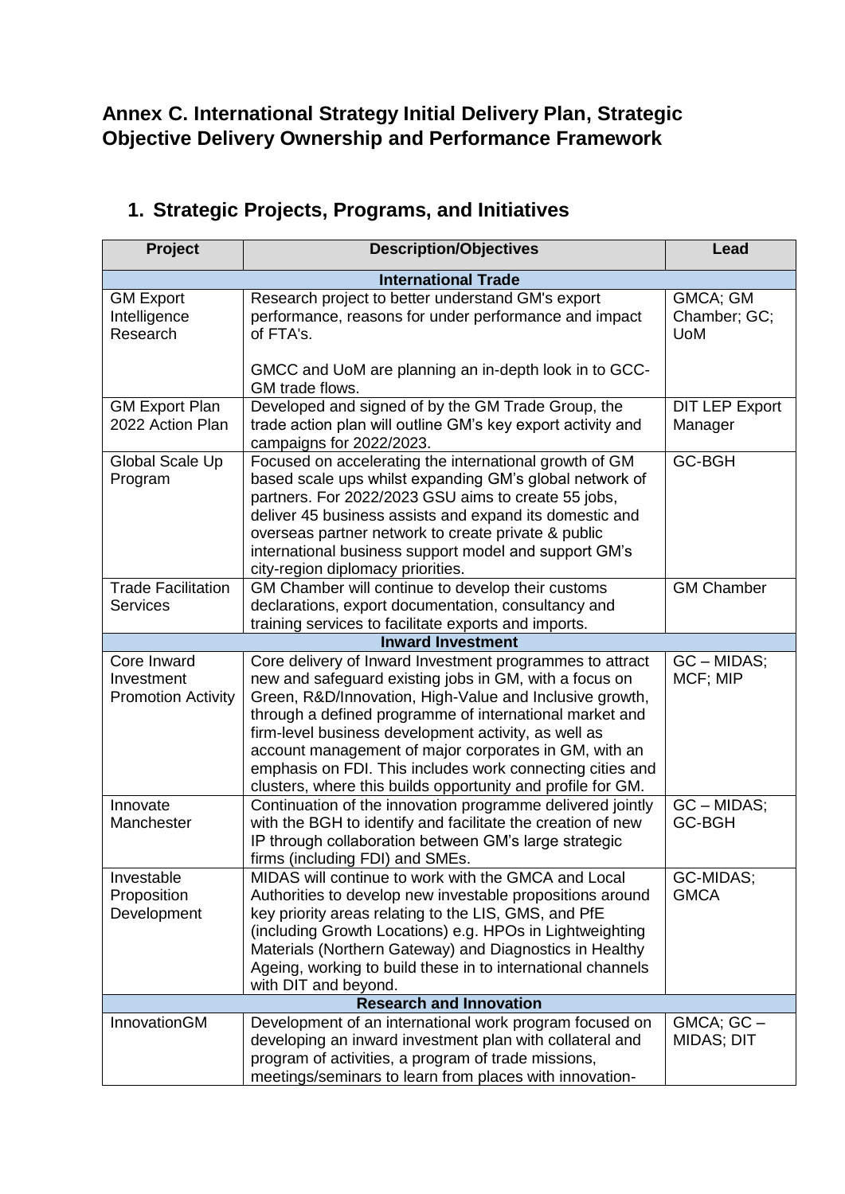# Annex C. International Strategy Initial Delivery Plan, Strategic Objective Delivery Ownership and Performance Framework

## 1. Strategic Projects, Programs, and Initiatives

| Project | Description/Objectives | Lead |
|---|---|---|
| **International Trade** | | |
| GM Export Intelligence Research | Research project to better understand GM's export performance, reasons for under performance and impact of FTA's.<br><br>GMCC and UoM are planning an in-depth look in to GCC-GM trade flows. | GMCA; GM Chamber; GC; UoM |
| GM Export Plan 2022 Action Plan | Developed and signed of by the GM Trade Group, the trade action plan will outline GM's key export activity and campaigns for 2022/2023. | DIT LEP Export Manager |
| Global Scale Up Program | Focused on accelerating the international growth of GM based scale ups whilst expanding GM's global network of partners. For 2022/2023 GSU aims to create 55 jobs, deliver 45 business assists and expand its domestic and overseas partner network to create private & public international business support model and support GM's city-region diplomacy priorities. | GC-BGH |
| Trade Facilitation Services | GM Chamber will continue to develop their customs declarations, export documentation, consultancy and training services to facilitate exports and imports. | GM Chamber |
| **Inward Investment** | | |
| Core Inward Investment Promotion Activity | Core delivery of Inward Investment programmes to attract new and safeguard existing jobs in GM, with a focus on Green, R&D/Innovation, High-Value and Inclusive growth, through a defined programme of international market and firm-level business development activity, as well as account management of major corporates in GM, with an emphasis on FDI. This includes work connecting cities and clusters, where this builds opportunity and profile for GM. | GC – MIDAS; MCF; MIP |
| Innovate Manchester | Continuation of the innovation programme delivered jointly with the BGH to identify and facilitate the creation of new IP through collaboration between GM's large strategic firms (including FDI) and SMEs. | GC – MIDAS; GC-BGH |
| Investable Proposition Development | MIDAS will continue to work with the GMCA and Local Authorities to develop new investable propositions around key priority areas relating to the LIS, GMS, and PfE (including Growth Locations) e.g. HPOs in Lightweighting Materials (Northern Gateway) and Diagnostics in Healthy Ageing, working to build these in to international channels with DIT and beyond. | GC-MIDAS; GMCA |
| **Research and Innovation** | | |
| InnovationGM | Development of an international work program focused on developing an inward investment plan with collateral and program of activities, a program of trade missions, meetings/seminars to learn from places with innovation- | GMCA; GC – MIDAS; DIT |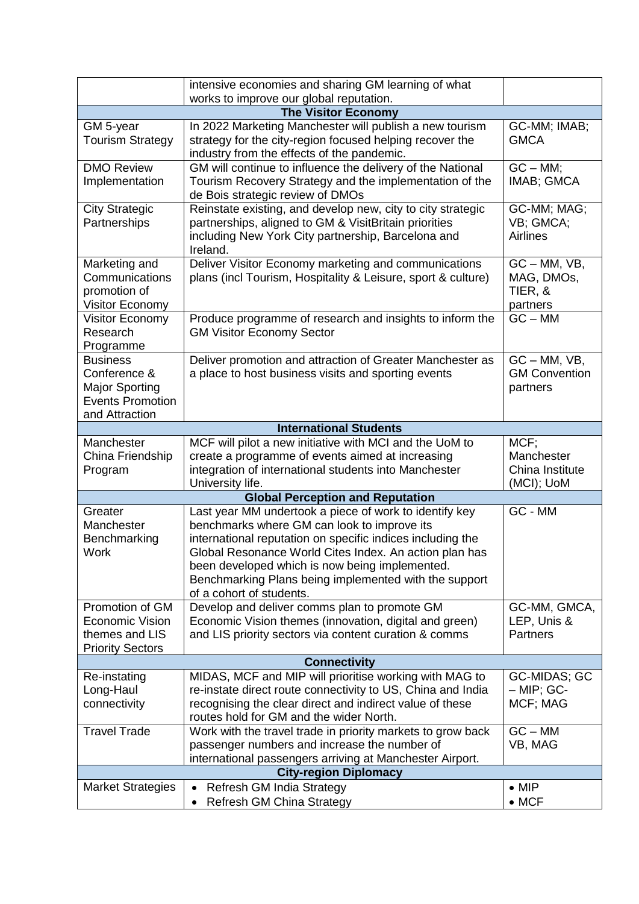|  |  |  |
|---|---|---|
|  | intensive economies and sharing GM learning of what works to improve our global reputation. |  |
| **The Visitor Economy** | | |
| GM 5-year Tourism Strategy | In 2022 Marketing Manchester will publish a new tourism strategy for the city-region focused helping recover the industry from the effects of the pandemic. | GC-MM; IMAB; GMCA |
| DMO Review Implementation | GM will continue to influence the delivery of the National Tourism Recovery Strategy and the implementation of the de Bois strategic review of DMOs | GC – MM; IMAB; GMCA |
| City Strategic Partnerships | Reinstate existing, and develop new, city to city strategic partnerships, aligned to GM & VisitBritain priorities including New York City partnership, Barcelona and Ireland. | GC-MM; MAG; VB; GMCA; Airlines |
| Marketing and Communications promotion of Visitor Economy | Deliver Visitor Economy marketing and communications plans (incl Tourism, Hospitality & Leisure, sport & culture) | GC – MM, VB, MAG, DMOs, TIER, & partners |
| Visitor Economy Research Programme | Produce programme of research and insights to inform the GM Visitor Economy Sector | GC – MM |
| Business Conference & Major Sporting Events Promotion and Attraction | Deliver promotion and attraction of Greater Manchester as a place to host business visits and sporting events | GC – MM, VB, GM Convention partners |
| **International Students** | | |
| Manchester China Friendship Program | MCF will pilot a new initiative with MCI and the UoM to create a programme of events aimed at increasing integration of international students into Manchester University life. | MCF; Manchester China Institute (MCI); UoM |
| **Global Perception and Reputation** | | |
| Greater Manchester Benchmarking Work | Last year MM undertook a piece of work to identify key benchmarks where GM can look to improve its international reputation on specific indices including the Global Resonance World Cites Index. An action plan has been developed which is now being implemented. Benchmarking Plans being implemented with the support of a cohort of students. | GC - MM |
| Promotion of GM Economic Vision themes and LIS Priority Sectors | Develop and deliver comms plan to promote GM Economic Vision themes (innovation, digital and green) and LIS priority sectors via content curation & comms | GC-MM, GMCA, LEP, Unis & Partners |
| **Connectivity** | | |
| Re-instating Long-Haul connectivity | MIDAS, MCF and MIP will prioritise working with MAG to re-instate direct route connectivity to US, China and India recognising the clear direct and indirect value of these routes hold for GM and the wider North. | GC-MIDAS; GC – MIP; GC-MCF; MAG |
| Travel Trade | Work with the travel trade in priority markets to grow back passenger numbers and increase the number of international passengers arriving at Manchester Airport. | GC – MM VB, MAG |
| **City-region Diplomacy** | | |
| Market Strategies | • Refresh GM India Strategy<br>• Refresh GM China Strategy | • MIP<br>• MCF |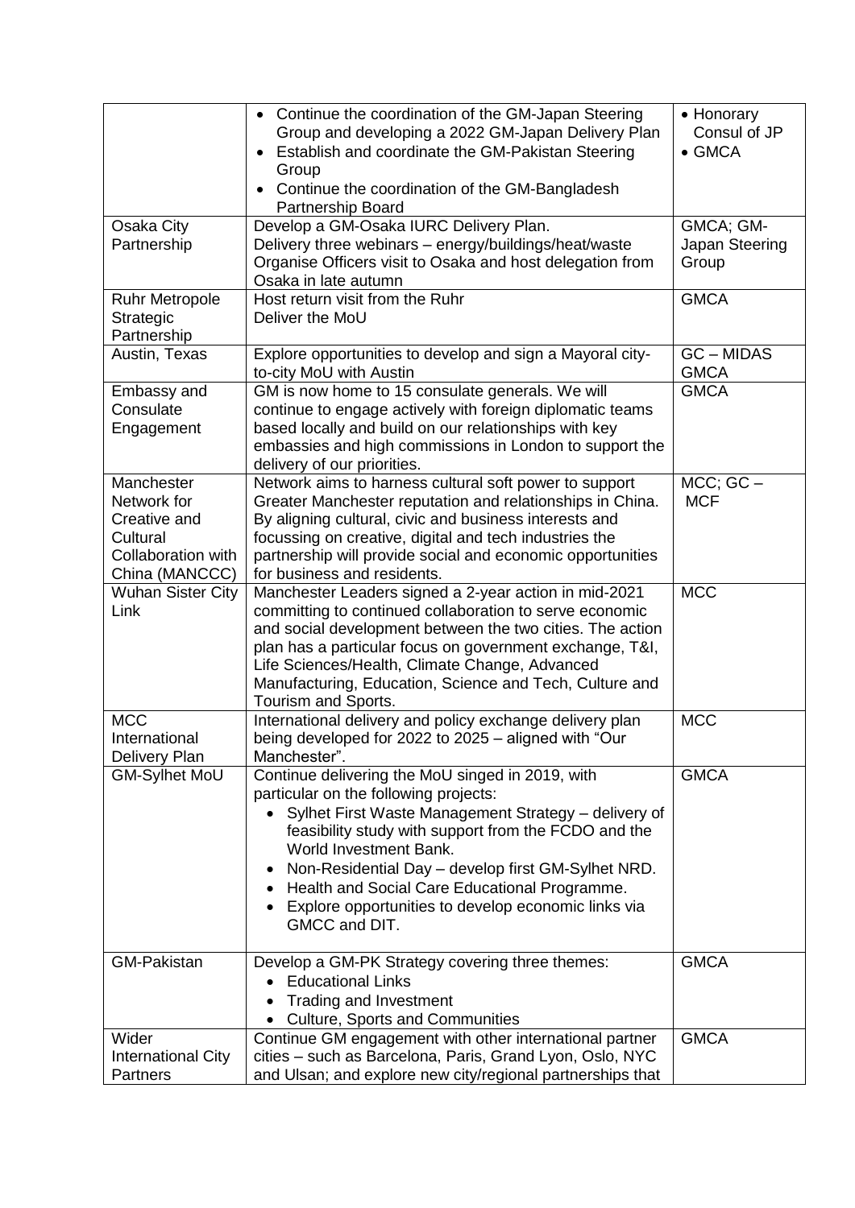| | | |
|---|---|---|
| | • Continue the coordination of the GM-Japan Steering Group and developing a 2022 GM-Japan Delivery Plan<br>• Establish and coordinate the GM-Pakistan Steering Group<br>• Continue the coordination of the GM-Bangladesh Partnership Board | • Honorary Consul of JP<br>• GMCA |
| Osaka City Partnership | Develop a GM-Osaka IURC Delivery Plan.<br>Delivery three webinars – energy/buildings/heat/waste<br>Organise Officers visit to Osaka and host delegation from Osaka in late autumn | GMCA; GM-Japan Steering Group |
| Ruhr Metropole Strategic Partnership | Host return visit from the Ruhr<br>Deliver the MoU | GMCA |
| Austin, Texas | Explore opportunities to develop and sign a Mayoral city-to-city MoU with Austin | GC – MIDAS<br>GMCA |
| Embassy and Consulate Engagement | GM is now home to 15 consulate generals. We will continue to engage actively with foreign diplomatic teams based locally and build on our relationships with key embassies and high commissions in London to support the delivery of our priorities. | GMCA |
| Manchester Network for Creative and Cultural Collaboration with China (MANCCC) | Network aims to harness cultural soft power to support Greater Manchester reputation and relationships in China. By aligning cultural, civic and business interests and focussing on creative, digital and tech industries the partnership will provide social and economic opportunities for business and residents. | MCC; GC – MCF |
| Wuhan Sister City Link | Manchester Leaders signed a 2-year action in mid-2021 committing to continued collaboration to serve economic and social development between the two cities. The action plan has a particular focus on government exchange, T&I, Life Sciences/Health, Climate Change, Advanced Manufacturing, Education, Science and Tech, Culture and Tourism and Sports. | MCC |
| MCC International Delivery Plan | International delivery and policy exchange delivery plan being developed for 2022 to 2025 – aligned with "Our Manchester". | MCC |
| GM-Sylhet MoU | Continue delivering the MoU singed in 2019, with particular on the following projects:<br>• Sylhet First Waste Management Strategy – delivery of feasibility study with support from the FCDO and the World Investment Bank.<br>• Non-Residential Day – develop first GM-Sylhet NRD.<br>• Health and Social Care Educational Programme.<br>• Explore opportunities to develop economic links via GMCC and DIT. | GMCA |
| GM-Pakistan | Develop a GM-PK Strategy covering three themes:<br>• Educational Links<br>• Trading and Investment<br>• Culture, Sports and Communities | GMCA |
| Wider International City Partners | Continue GM engagement with other international partner cities – such as Barcelona, Paris, Grand Lyon, Oslo, NYC and Ulsan; and explore new city/regional partnerships that | GMCA |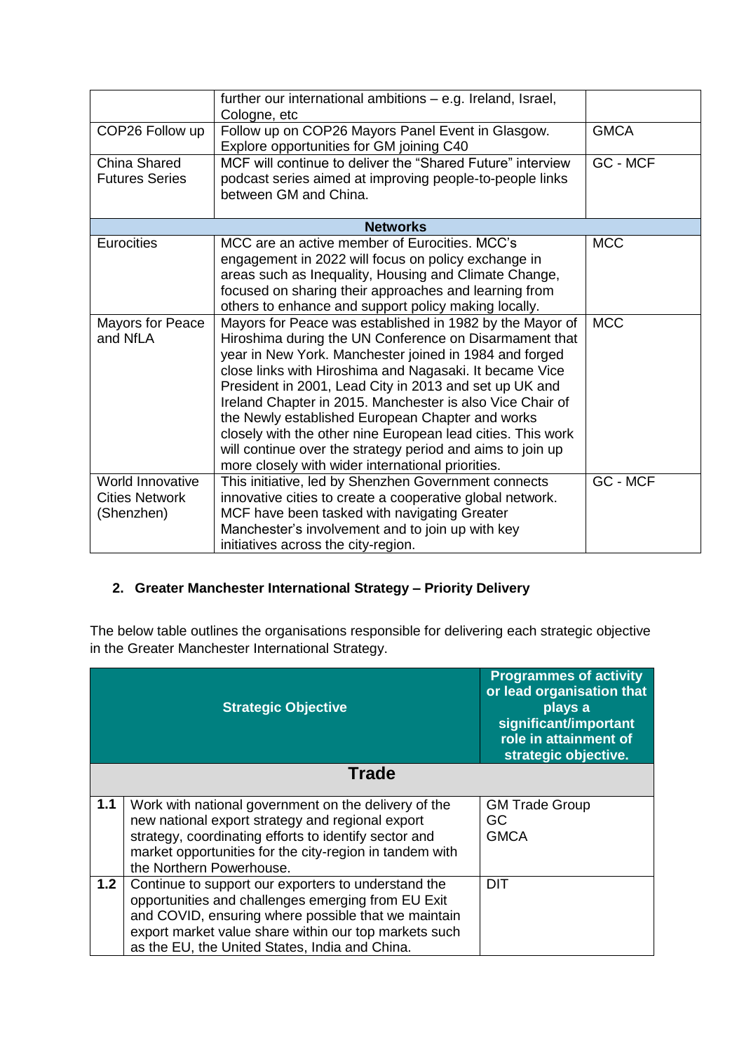|  |  |  |
|---|---|---|
|  | further our international ambitions – e.g. Ireland, Israel, Cologne, etc |  |
| COP26 Follow up | Follow up on COP26 Mayors Panel Event in Glasgow. Explore opportunities for GM joining C40 | GMCA |
| China Shared Futures Series | MCF will continue to deliver the "Shared Future" interview podcast series aimed at improving people-to-people links between GM and China. | GC - MCF |
| **Networks** |  |  |
| Eurocities | MCC are an active member of Eurocities. MCC's engagement in 2022 will focus on policy exchange in areas such as Inequality, Housing and Climate Change, focused on sharing their approaches and learning from others to enhance and support policy making locally. | MCC |
| Mayors for Peace and NfLA | Mayors for Peace was established in 1982 by the Mayor of Hiroshima during the UN Conference on Disarmament that year in New York. Manchester joined in 1984 and forged close links with Hiroshima and Nagasaki. It became Vice President in 2001, Lead City in 2013 and set up UK and Ireland Chapter in 2015. Manchester is also Vice Chair of the Newly established European Chapter and works closely with the other nine European lead cities. This work will continue over the strategy period and aims to join up more closely with wider international priorities. | MCC |
| World Innovative Cities Network (Shenzhen) | This initiative, led by Shenzhen Government connects innovative cities to create a cooperative global network. MCF have been tasked with navigating Greater Manchester's involvement and to join up with key initiatives across the city-region. | GC - MCF |

## 2. Greater Manchester International Strategy – Priority Delivery

The below table outlines the organisations responsible for delivering each strategic objective in the Greater Manchester International Strategy.

| | Strategic Objective | Programmes of activity or lead organisation that plays a significant/important role in attainment of strategic objective. |
|---|---|---|
| | **Trade** | |
| **1.1** | Work with national government on the delivery of the new national export strategy and regional export strategy, coordinating efforts to identify sector and market opportunities for the city-region in tandem with the Northern Powerhouse. | GM Trade Group<br>GC<br>GMCA |
| **1.2** | Continue to support our exporters to understand the opportunities and challenges emerging from EU Exit and COVID, ensuring where possible that we maintain export market value share within our top markets such as the EU, the United States, India and China. | DIT |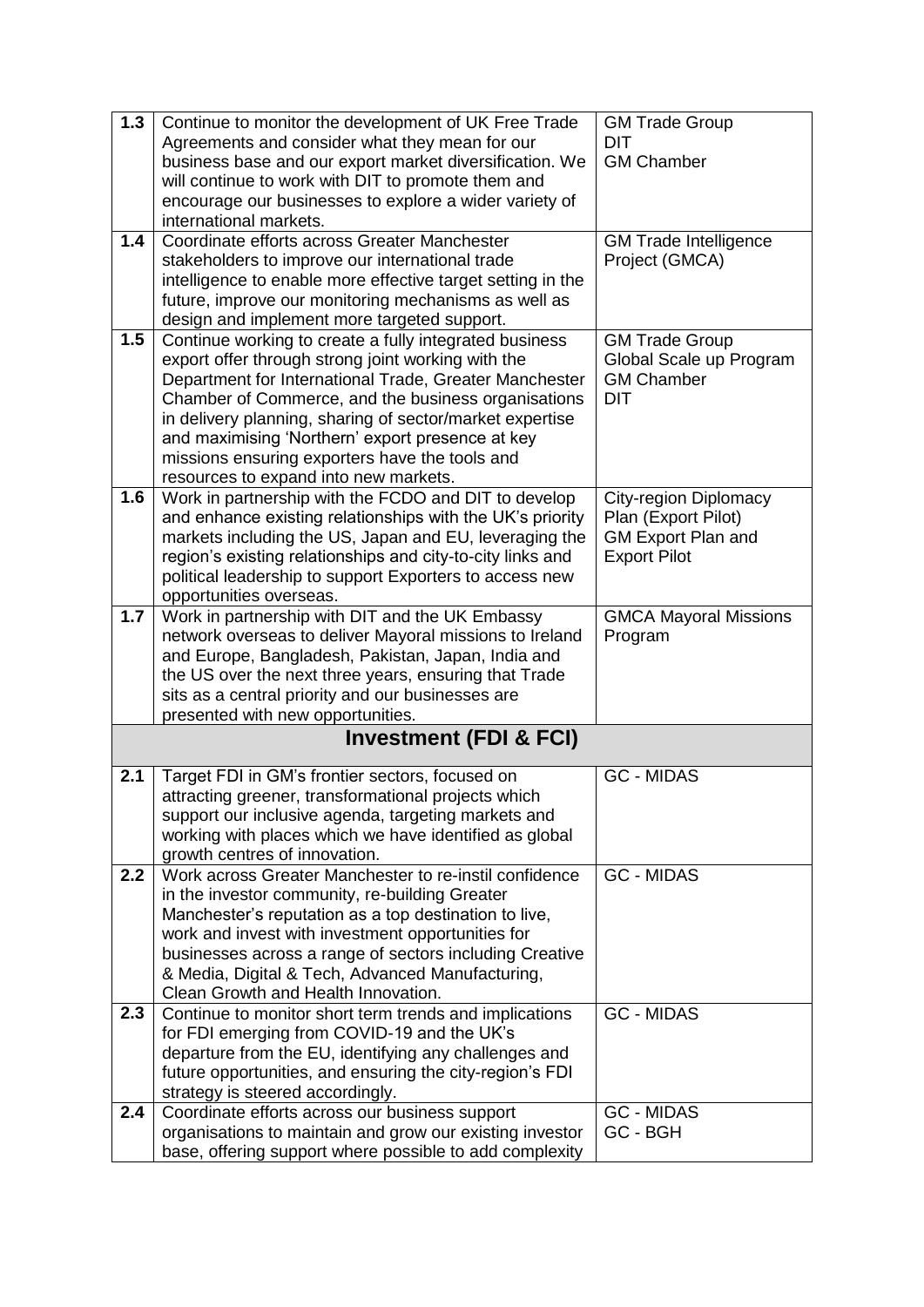| | | |
|---|---|---|
| 1.3 | Continue to monitor the development of UK Free Trade Agreements and consider what they mean for our business base and our export market diversification. We will continue to work with DIT to promote them and encourage our businesses to explore a wider variety of international markets. | GM Trade Group<br>DIT<br>GM Chamber |
| 1.4 | Coordinate efforts across Greater Manchester stakeholders to improve our international trade intelligence to enable more effective target setting in the future, improve our monitoring mechanisms as well as design and implement more targeted support. | GM Trade Intelligence Project (GMCA) |
| 1.5 | Continue working to create a fully integrated business export offer through strong joint working with the Department for International Trade, Greater Manchester Chamber of Commerce, and the business organisations in delivery planning, sharing of sector/market expertise and maximising 'Northern' export presence at key missions ensuring exporters have the tools and resources to expand into new markets. | GM Trade Group<br>Global Scale up Program<br>GM Chamber<br>DIT |
| 1.6 | Work in partnership with the FCDO and DIT to develop and enhance existing relationships with the UK's priority markets including the US, Japan and EU, leveraging the region's existing relationships and city-to-city links and political leadership to support Exporters to access new opportunities overseas. | City-region Diplomacy Plan (Export Pilot)<br>GM Export Plan and Export Pilot |
| 1.7 | Work in partnership with DIT and the UK Embassy network overseas to deliver Mayoral missions to Ireland and Europe, Bangladesh, Pakistan, Japan, India and the US over the next three years, ensuring that Trade sits as a central priority and our businesses are presented with new opportunities. | GMCA Mayoral Missions Program |
| | **Investment (FDI & FCI)** | |
| 2.1 | Target FDI in GM's frontier sectors, focused on attracting greener, transformational projects which support our inclusive agenda, targeting markets and working with places which we have identified as global growth centres of innovation. | GC - MIDAS |
| 2.2 | Work across Greater Manchester to re-instil confidence in the investor community, re-building Greater Manchester's reputation as a top destination to live, work and invest with investment opportunities for businesses across a range of sectors including Creative & Media, Digital & Tech, Advanced Manufacturing, Clean Growth and Health Innovation. | GC - MIDAS |
| 2.3 | Continue to monitor short term trends and implications for FDI emerging from COVID-19 and the UK's departure from the EU, identifying any challenges and future opportunities, and ensuring the city-region's FDI strategy is steered accordingly. | GC - MIDAS |
| 2.4 | Coordinate efforts across our business support organisations to maintain and grow our existing investor base, offering support where possible to add complexity | GC - MIDAS<br>GC - BGH |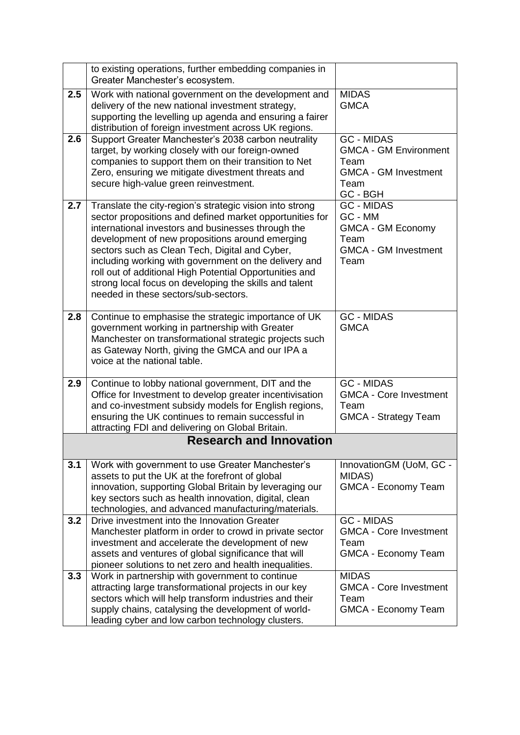|  |  |  |
|---|---|---|
|  | to existing operations, further embedding companies in Greater Manchester's ecosystem. |  |
| **2.5** | Work with national government on the development and delivery of the new national investment strategy, supporting the levelling up agenda and ensuring a fairer distribution of foreign investment across UK regions. | MIDAS<br>GMCA |
| **2.6** | Support Greater Manchester's 2038 carbon neutrality target, by working closely with our foreign-owned companies to support them on their transition to Net Zero, ensuring we mitigate divestment threats and secure high-value green reinvestment. | GC - MIDAS<br>GMCA - GM Environment Team<br>GMCA - GM Investment Team<br>GC - BGH |
| **2.7** | Translate the city-region's strategic vision into strong sector propositions and defined market opportunities for international investors and businesses through the development of new propositions around emerging sectors such as Clean Tech, Digital and Cyber, including working with government on the delivery and roll out of additional High Potential Opportunities and strong local focus on developing the skills and talent needed in these sectors/sub-sectors. | GC - MIDAS<br>GC - MM<br>GMCA - GM Economy Team<br>GMCA - GM Investment Team |
| **2.8** | Continue to emphasise the strategic importance of UK government working in partnership with Greater Manchester on transformational strategic projects such as Gateway North, giving the GMCA and our IPA a voice at the national table. | GC - MIDAS<br>GMCA |
| **2.9** | Continue to lobby national government, DIT and the Office for Investment to develop greater incentivisation and co-investment subsidy models for English regions, ensuring the UK continues to remain successful in attracting FDI and delivering on Global Britain. | GC - MIDAS<br>GMCA - Core Investment Team<br>GMCA - Strategy Team |
|  | **Research and Innovation** |  |
| **3.1** | Work with government to use Greater Manchester's assets to put the UK at the forefront of global innovation, supporting Global Britain by leveraging our key sectors such as health innovation, digital, clean technologies, and advanced manufacturing/materials. | InnovationGM (UoM, GC - MIDAS)<br>GMCA - Economy Team |
| **3.2** | Drive investment into the Innovation Greater Manchester platform in order to crowd in private sector investment and accelerate the development of new assets and ventures of global significance that will pioneer solutions to net zero and health inequalities. | GC - MIDAS<br>GMCA - Core Investment Team<br>GMCA - Economy Team |
| **3.3** | Work in partnership with government to continue attracting large transformational projects in our key sectors which will help transform industries and their supply chains, catalysing the development of world-leading cyber and low carbon technology clusters. | MIDAS<br>GMCA - Core Investment Team<br>GMCA - Economy Team |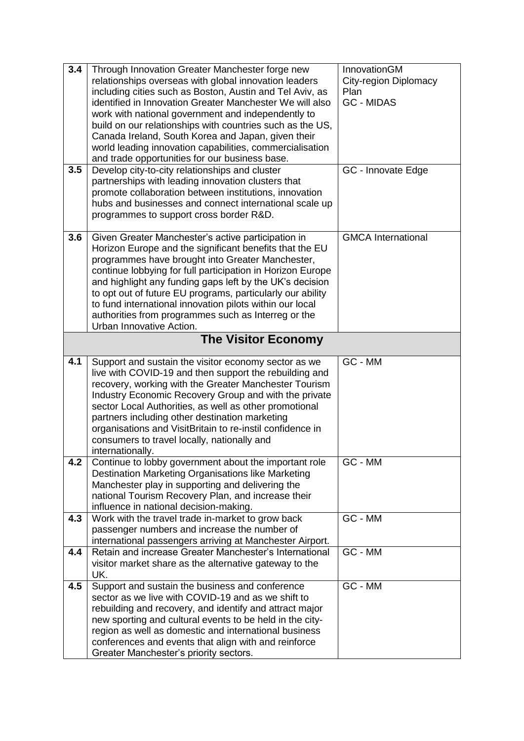| | | |
|---|---|---|
| **3.4** | Through Innovation Greater Manchester forge new relationships overseas with global innovation leaders including cities such as Boston, Austin and Tel Aviv, as identified in Innovation Greater Manchester We will also work with national government and independently to build on our relationships with countries such as the US, Canada Ireland, South Korea and Japan, given their world leading innovation capabilities, commercialisation and trade opportunities for our business base. | InnovationGM City-region Diplomacy Plan GC - MIDAS |
| **3.5** | Develop city-to-city relationships and cluster partnerships with leading innovation clusters that promote collaboration between institutions, innovation hubs and businesses and connect international scale up programmes to support cross border R&D. | GC - Innovate Edge |
| **3.6** | Given Greater Manchester's active participation in Horizon Europe and the significant benefits that the EU programmes have brought into Greater Manchester, continue lobbying for full participation in Horizon Europe and highlight any funding gaps left by the UK's decision to opt out of future EU programs, particularly our ability to fund international innovation pilots within our local authorities from programmes such as Interreg or the Urban Innovative Action. | GMCA International |
| | **The Visitor Economy** | |
| **4.1** | Support and sustain the visitor economy sector as we live with COVID-19 and then support the rebuilding and recovery, working with the Greater Manchester Tourism Industry Economic Recovery Group and with the private sector Local Authorities, as well as other promotional partners including other destination marketing organisations and VisitBritain to re-instil confidence in consumers to travel locally, nationally and internationally. | GC - MM |
| **4.2** | Continue to lobby government about the important role Destination Marketing Organisations like Marketing Manchester play in supporting and delivering the national Tourism Recovery Plan, and increase their influence in national decision-making. | GC - MM |
| **4.3** | Work with the travel trade in-market to grow back passenger numbers and increase the number of international passengers arriving at Manchester Airport. | GC - MM |
| **4.4** | Retain and increase Greater Manchester's International visitor market share as the alternative gateway to the UK. | GC - MM |
| **4.5** | Support and sustain the business and conference sector as we live with COVID-19 and as we shift to rebuilding and recovery, and identify and attract major new sporting and cultural events to be held in the city-region as well as domestic and international business conferences and events that align with and reinforce Greater Manchester's priority sectors. | GC - MM |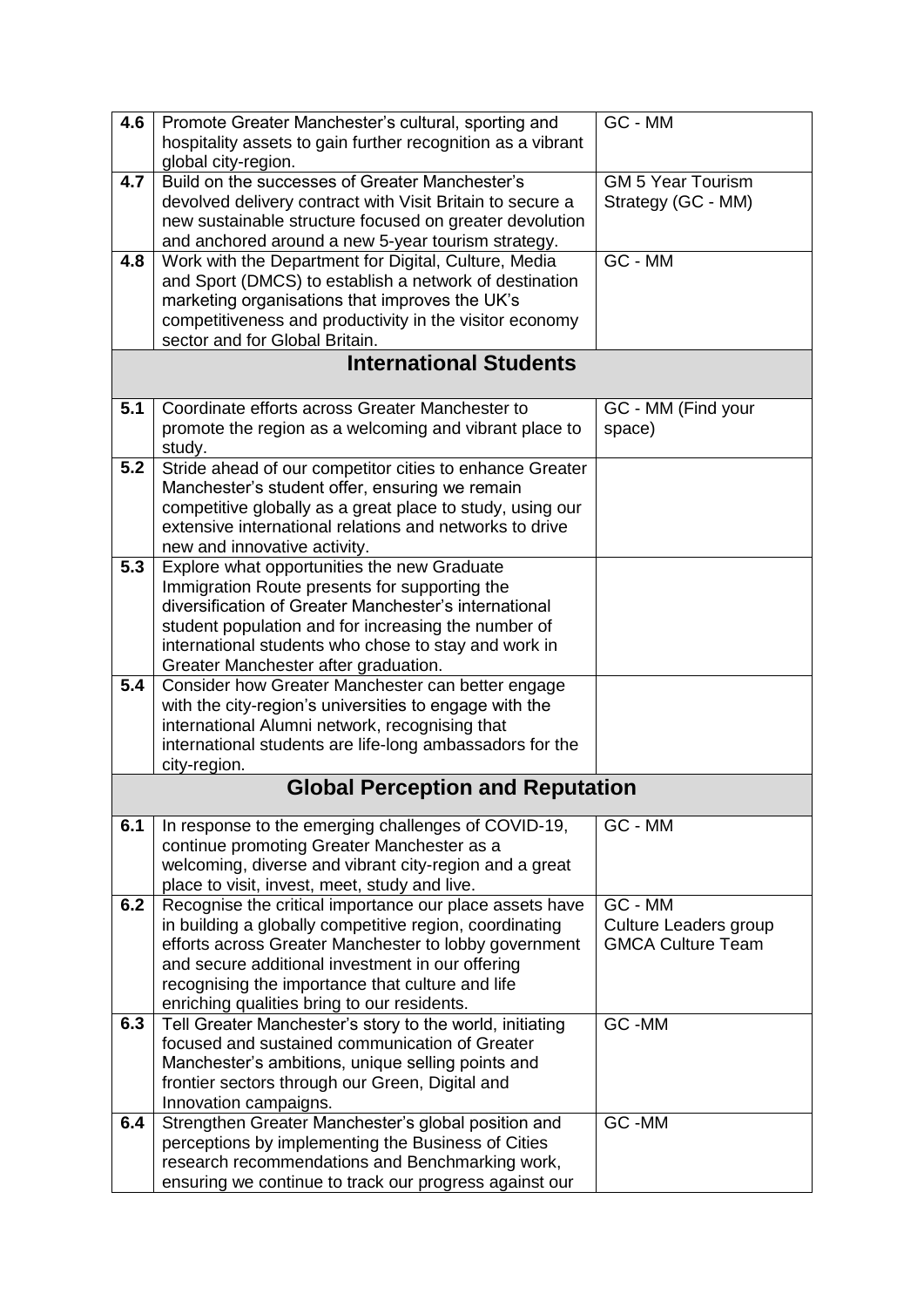| 4.6 | Promote Greater Manchester's cultural, sporting and hospitality assets to gain further recognition as a vibrant global city-region. | GC - MM |
|---|---|---|
| 4.7 | Build on the successes of Greater Manchester's devolved delivery contract with Visit Britain to secure a new sustainable structure focused on greater devolution and anchored around a new 5-year tourism strategy. | GM 5 Year Tourism Strategy (GC - MM) |
| 4.8 | Work with the Department for Digital, Culture, Media and Sport (DMCS) to establish a network of destination marketing organisations that improves the UK's competitiveness and productivity in the visitor economy sector and for Global Britain. | GC - MM |
| | **International Students** | |
| 5.1 | Coordinate efforts across Greater Manchester to promote the region as a welcoming and vibrant place to study. | GC - MM (Find your space) |
| 5.2 | Stride ahead of our competitor cities to enhance Greater Manchester's student offer, ensuring we remain competitive globally as a great place to study, using our extensive international relations and networks to drive new and innovative activity. | |
| 5.3 | Explore what opportunities the new Graduate Immigration Route presents for supporting the diversification of Greater Manchester's international student population and for increasing the number of international students who chose to stay and work in Greater Manchester after graduation. | |
| 5.4 | Consider how Greater Manchester can better engage with the city-region's universities to engage with the international Alumni network, recognising that international students are life-long ambassadors for the city-region. | |
| | **Global Perception and Reputation** | |
| 6.1 | In response to the emerging challenges of COVID-19, continue promoting Greater Manchester as a welcoming, diverse and vibrant city-region and a great place to visit, invest, meet, study and live. | GC - MM |
| 6.2 | Recognise the critical importance our place assets have in building a globally competitive region, coordinating efforts across Greater Manchester to lobby government and secure additional investment in our offering recognising the importance that culture and life enriching qualities bring to our residents. | GC - MM<br>Culture Leaders group<br>GMCA Culture Team |
| 6.3 | Tell Greater Manchester's story to the world, initiating focused and sustained communication of Greater Manchester's ambitions, unique selling points and frontier sectors through our Green, Digital and Innovation campaigns. | GC -MM |
| 6.4 | Strengthen Greater Manchester's global position and perceptions by implementing the Business of Cities research recommendations and Benchmarking work, ensuring we continue to track our progress against our | GC -MM |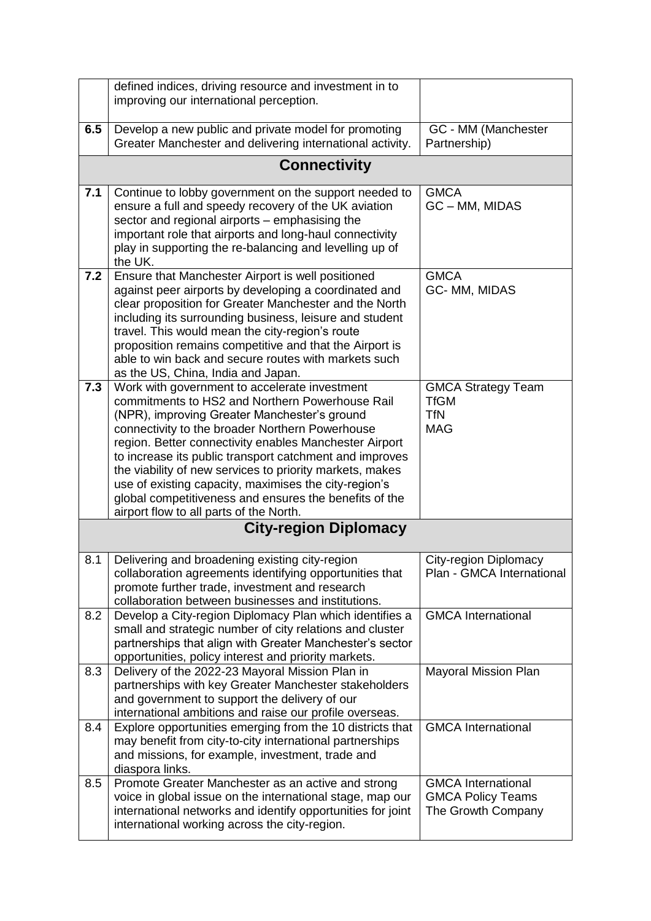| | | |
|---|---|---|
| | defined indices, driving resource and investment in to improving our international perception. | |
| **6.5** | Develop a new public and private model for promoting Greater Manchester and delivering international activity. | GC - MM (Manchester Partnership) |
| | **Connectivity** | |
| **7.1** | Continue to lobby government on the support needed to ensure a full and speedy recovery of the UK aviation sector and regional airports – emphasising the important role that airports and long-haul connectivity play in supporting the re-balancing and levelling up of the UK. | GMCA<br>GC – MM, MIDAS |
| **7.2** | Ensure that Manchester Airport is well positioned against peer airports by developing a coordinated and clear proposition for Greater Manchester and the North including its surrounding business, leisure and student travel. This would mean the city-region's route proposition remains competitive and that the Airport is able to win back and secure routes with markets such as the US, China, India and Japan. | GMCA<br>GC- MM, MIDAS |
| **7.3** | Work with government to accelerate investment commitments to HS2 and Northern Powerhouse Rail (NPR), improving Greater Manchester's ground connectivity to the broader Northern Powerhouse region. Better connectivity enables Manchester Airport to increase its public transport catchment and improves the viability of new services to priority markets, makes use of existing capacity, maximises the city-region's global competitiveness and ensures the benefits of the airport flow to all parts of the North. | GMCA Strategy Team<br>TfGM<br>TfN<br>MAG |
| | **City-region Diplomacy** | |
| 8.1 | Delivering and broadening existing city-region collaboration agreements identifying opportunities that promote further trade, investment and research collaboration between businesses and institutions. | City-region Diplomacy Plan - GMCA International |
| 8.2 | Develop a City-region Diplomacy Plan which identifies a small and strategic number of city relations and cluster partnerships that align with Greater Manchester's sector opportunities, policy interest and priority markets. | GMCA International |
| 8.3 | Delivery of the 2022-23 Mayoral Mission Plan in partnerships with key Greater Manchester stakeholders and government to support the delivery of our international ambitions and raise our profile overseas. | Mayoral Mission Plan |
| 8.4 | Explore opportunities emerging from the 10 districts that may benefit from city-to-city international partnerships and missions, for example, investment, trade and diaspora links. | GMCA International |
| 8.5 | Promote Greater Manchester as an active and strong voice in global issue on the international stage, map our international networks and identify opportunities for joint international working across the city-region. | GMCA International<br>GMCA Policy Teams<br>The Growth Company |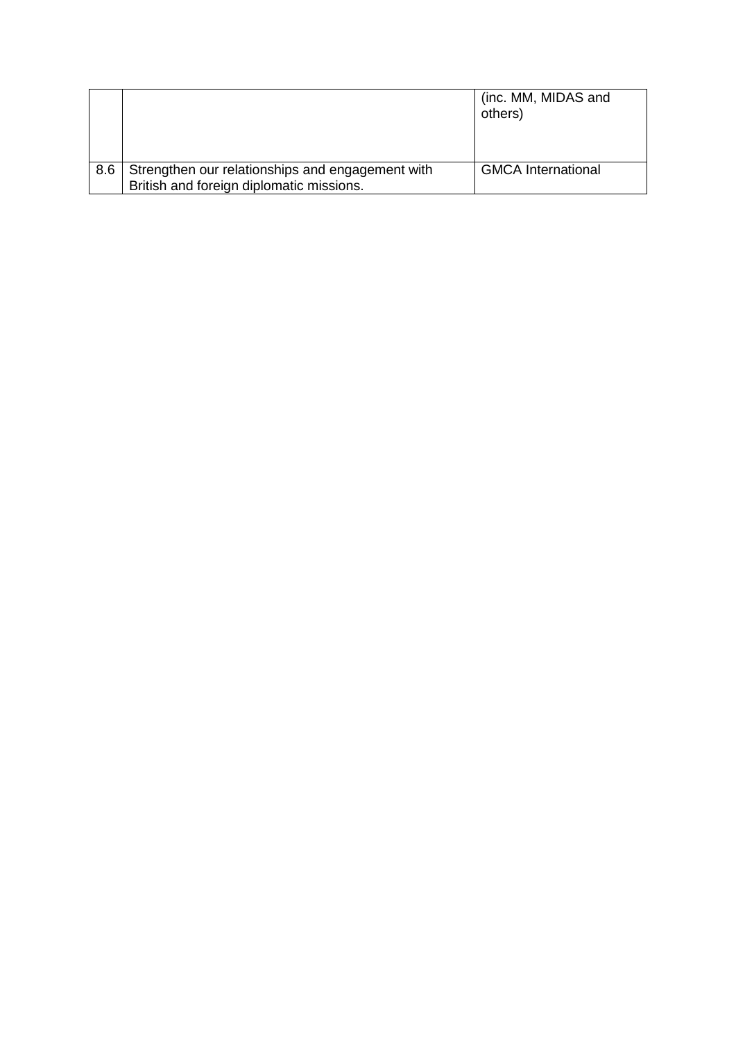|  |  |  |
|---|---|---|
|  |  | (inc. MM, MIDAS and others) |
| 8.6 | Strengthen our relationships and engagement with British and foreign diplomatic missions. | GMCA International |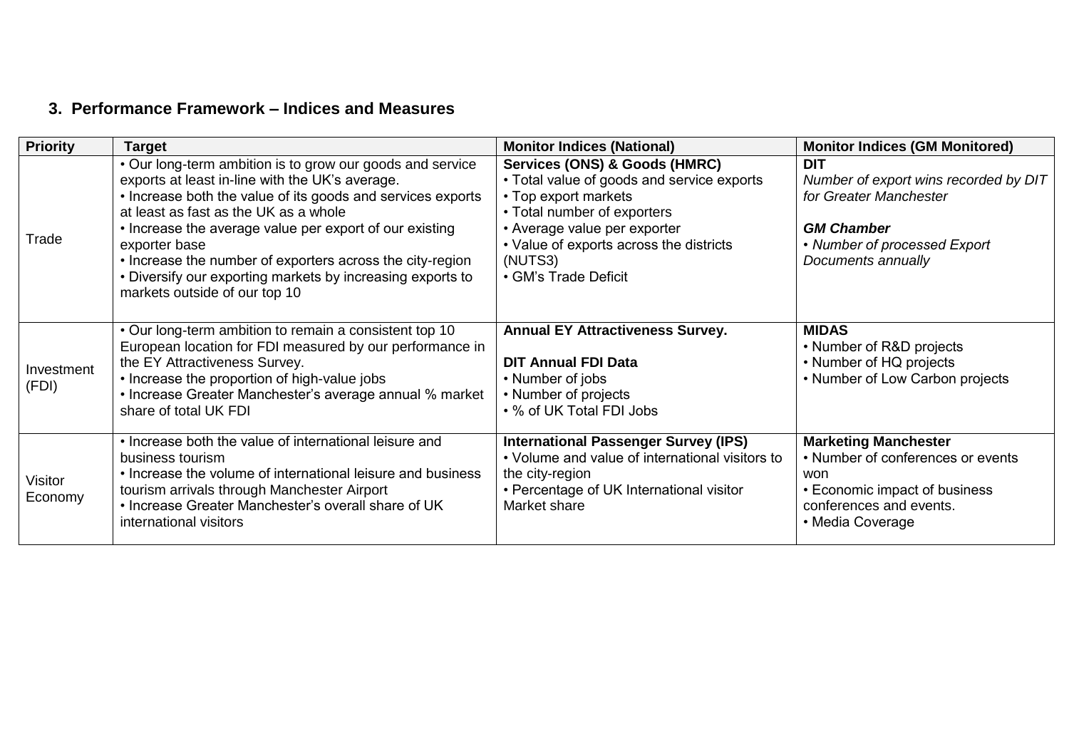### 3. Performance Framework – Indices and Measures

| Priority | Target | Monitor Indices (National) | Monitor Indices (GM Monitored) |
|---|---|---|---|
| Trade | • Our long-term ambition is to grow our goods and service exports at least in-line with the UK's average.<br>• Increase both the value of its goods and services exports at least as fast as the UK as a whole<br>• Increase the average value per export of our existing exporter base<br>• Increase the number of exporters across the city-region<br>• Diversify our exporting markets by increasing exports to markets outside of our top 10 | **Services (ONS) & Goods (HMRC)**<br>• Total value of goods and service exports<br>• Top export markets<br>• Total number of exporters<br>• Average value per exporter<br>• Value of exports across the districts (NUTS3)<br>• GM's Trade Deficit | **DIT**<br>*Number of export wins recorded by DIT for Greater Manchester*<br><br>***GM Chamber***<br>*• Number of processed Export Documents annually* |
| Investment (FDI) | • Our long-term ambition to remain a consistent top 10 European location for FDI measured by our performance in the EY Attractiveness Survey.<br>• Increase the proportion of high-value jobs<br>• Increase Greater Manchester's average annual % market share of total UK FDI | **Annual EY Attractiveness Survey.**<br><br>**DIT Annual FDI Data**<br>• Number of jobs<br>• Number of projects<br>• % of UK Total FDI Jobs | **MIDAS**<br>• Number of R&D projects<br>• Number of HQ projects<br>• Number of Low Carbon projects |
| Visitor Economy | • Increase both the value of international leisure and business tourism<br>• Increase the volume of international leisure and business tourism arrivals through Manchester Airport<br>• Increase Greater Manchester's overall share of UK international visitors | **International Passenger Survey (IPS)**<br>• Volume and value of international visitors to the city-region<br>• Percentage of UK International visitor Market share | **Marketing Manchester**<br>• Number of conferences or events won<br>• Economic impact of business conferences and events.<br>• Media Coverage |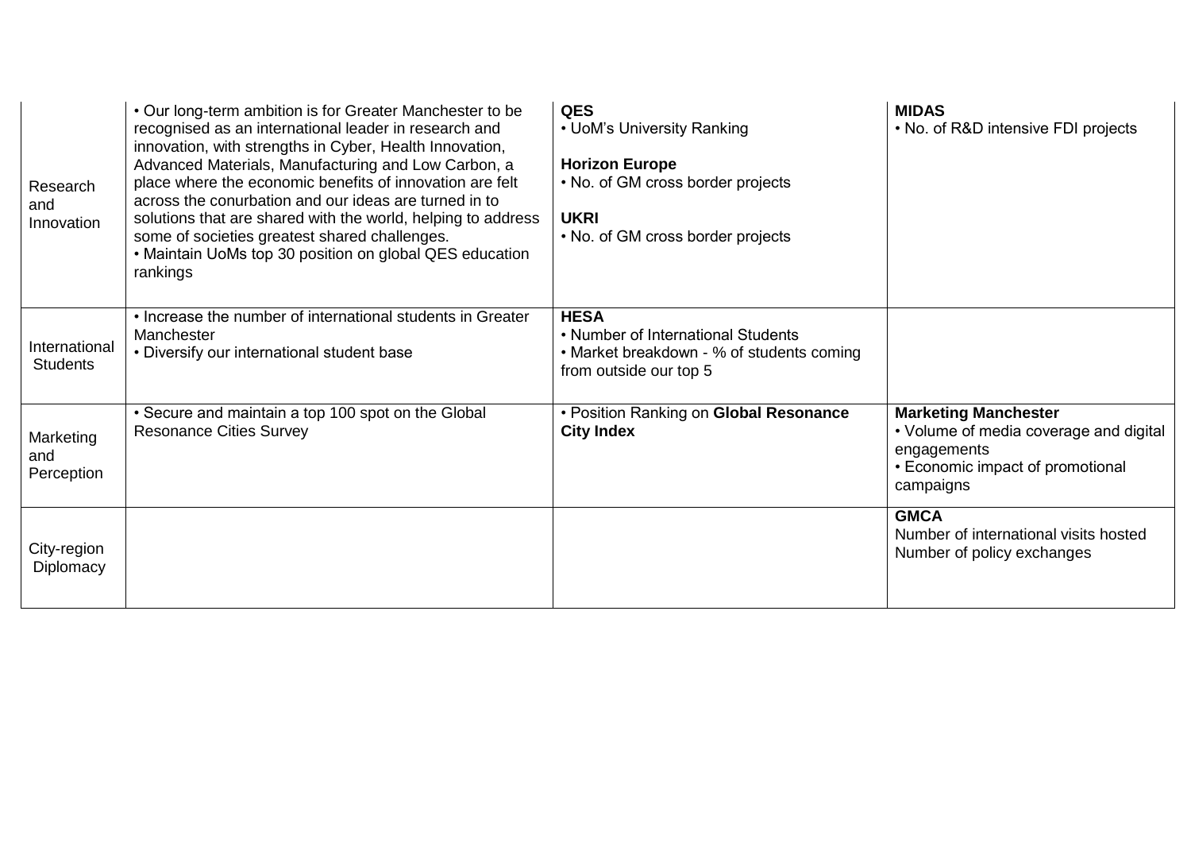| | | | |
|---|---|---|---|
| Research and Innovation | • Our long-term ambition is for Greater Manchester to be recognised as an international leader in research and innovation, with strengths in Cyber, Health Innovation, Advanced Materials, Manufacturing and Low Carbon, a place where the economic benefits of innovation are felt across the conurbation and our ideas are turned in to solutions that are shared with the world, helping to address some of societies greatest shared challenges.<br>• Maintain UoMs top 30 position on global QES education rankings | **QES**<br>• UoM's University Ranking<br><br>**Horizon Europe**<br>• No. of GM cross border projects<br><br>**UKRI**<br>• No. of GM cross border projects | **MIDAS**<br>• No. of R&D intensive FDI projects |
| International Students | • Increase the number of international students in Greater Manchester<br>• Diversify our international student base | **HESA**<br>• Number of International Students<br>• Market breakdown - % of students coming from outside our top 5 | |
| Marketing and Perception | • Secure and maintain a top 100 spot on the Global Resonance Cities Survey | • Position Ranking on **Global Resonance City Index** | **Marketing Manchester**<br>• Volume of media coverage and digital engagements<br>• Economic impact of promotional campaigns |
| City-region Diplomacy | | | **GMCA**<br>Number of international visits hosted<br>Number of policy exchanges |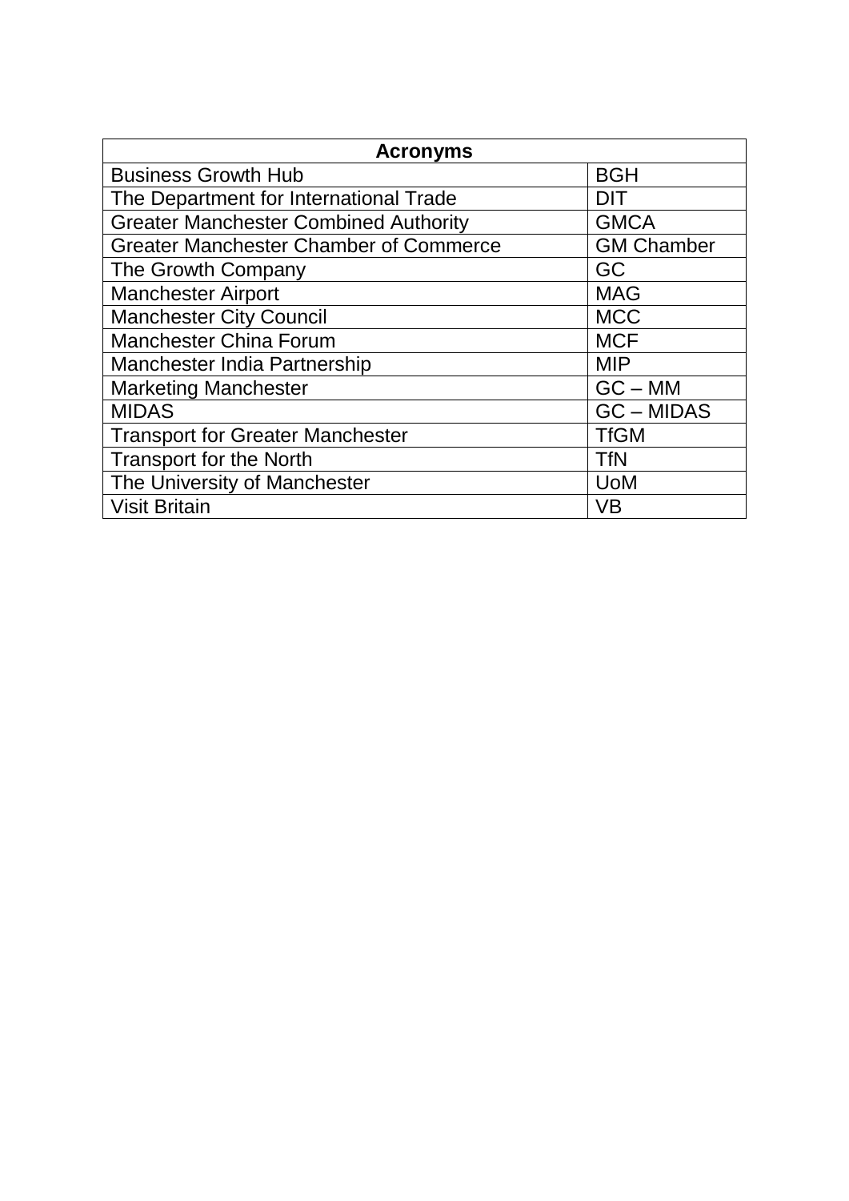| Acronyms | |
|---|---|
| Business Growth Hub | BGH |
| The Department for International Trade | DIT |
| Greater Manchester Combined Authority | GMCA |
| Greater Manchester Chamber of Commerce | GM Chamber |
| The Growth Company | GC |
| Manchester Airport | MAG |
| Manchester City Council | MCC |
| Manchester China Forum | MCF |
| Manchester India Partnership | MIP |
| Marketing Manchester | GC – MM |
| MIDAS | GC – MIDAS |
| Transport for Greater Manchester | TfGM |
| Transport for the North | TfN |
| The University of Manchester | UoM |
| Visit Britain | VB |